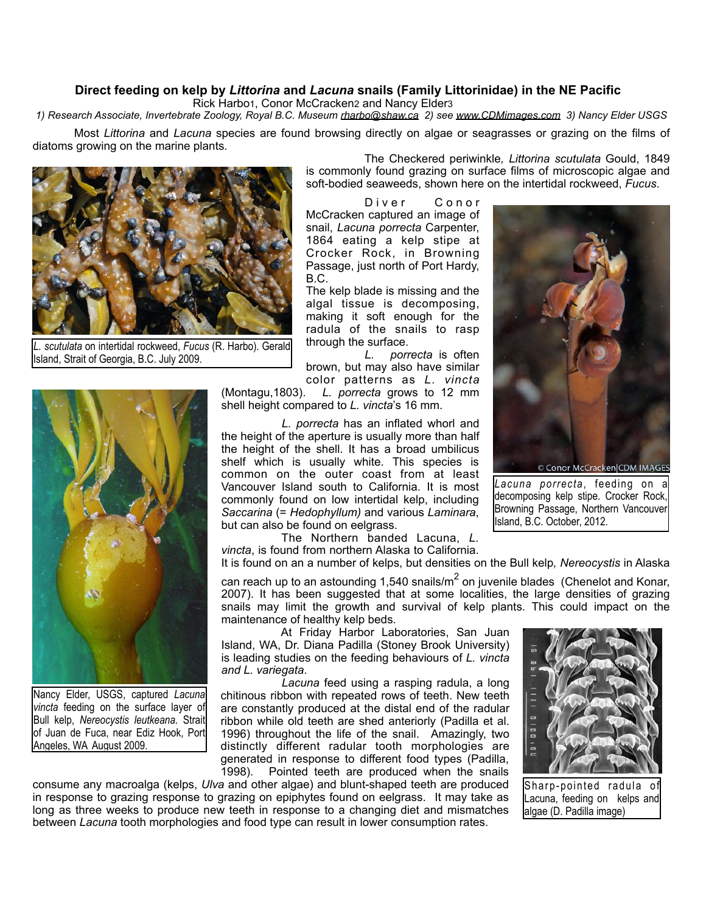# Direct feeding on kelp by *Littorina* and *Lacuna* snails (Family Littorinidae) in the NE Pacific

Rick Harbo[1], Conor McCracken[2] and Nancy Elder[3]

*1) Research Associate, Invertebrate Zoology, Royal B.C. Museum rharbo@shaw.ca 2) see www.CDMimages.com 3) Nancy Elder USGS*

Most *Littorina* and *Lacuna* species are found browsing directly on algae or seagrasses or grazing on the films of diatoms growing on the marine plants.

The Checkered periwinkle, *Littorina scutulata* Gould, 1849 is commonly found grazing on surface films of microscopic algae and soft-bodied seaweeds, shown here on the intertidal rockweed, *Fucus*.

*L. scutulata* on intertidal rockweed, *Fucus* (R. Harbo). Gerald Island, Strait of Georgia, B.C. July 2009.

Diver Conor McCracken captured an image of snail, *Lacuna porrecta* Carpenter, 1864 eating a kelp stipe at Crocker Rock, in Browning Passage, just north of Port Hardy, B.C.

The kelp blade is missing and the algal tissue is decomposing, making it soft enough for the radula of the snails to rasp through the surface.

*L. porrecta* is often brown, but may also have similar color patterns as *L. vincta* (Montagu,1803). *L. porrecta* grows to 12 mm shell height compared to *L. vincta*'s 16 mm.

*Lacuna porrecta*, feeding on a decomposing kelp stipe. Crocker Rock, Browning Passage, Northern Vancouver Island, B.C. October, 2012.

*L. porrecta* has an inflated whorl and the height of the aperture is usually more than half the height of the shell. It has a broad umbilicus shelf which is usually white. This species is common on the outer coast from at least Vancouver Island south to California. It is most commonly found on low intertidal kelp, including *Saccarina* (= *Hedophyllum)* and various *Laminara*, but can also be found on eelgrass.

The Northern banded Lacuna, *L. vincta*, is found from northern Alaska to California. It is found on an a number of kelps, but densities on the Bull kelp, *Nereocystis* in Alaska can reach up to an astounding 1,540 snails/m$^2$ on juvenile blades (Chenelot and Konar, 2007). It has been suggested that at some localities, the large densities of grazing snails may limit the growth and survival of kelp plants. This could impact on the maintenance of healthy kelp beds.

Nancy Elder, USGS, captured *Lacuna vincta* feeding on the surface layer of Bull kelp, *Nereocystis leutkeana*. Strait of Juan de Fuca, near Ediz Hook, Port Angeles, WA August 2009.

At Friday Harbor Laboratories, San Juan Island, WA, Dr. Diana Padilla (Stoney Brook University) is leading studies on the feeding behaviours of *L. vincta and L. variegata*.

*Lacuna* feed using a rasping radula, a long chitinous ribbon with repeated rows of teeth. New teeth are constantly produced at the distal end of the radular ribbon while old teeth are shed anteriorly (Padilla et al. 1996) throughout the life of the snail. Amazingly, two distinctly different radular tooth morphologies are generated in response to different food types (Padilla, 1998). Pointed teeth are produced when the snails consume any macroalga (kelps, *Ulva* and other algae) and blunt-shaped teeth are produced in response to grazing response to grazing on epiphytes found on eelgrass. It may take as long as three weeks to produce new teeth in response to a changing diet and mismatches between *Lacuna* tooth morphologies and food type can result in lower consumption rates.

Sharp-pointed radula of Lacuna, feeding on kelps and algae (D. Padilla image)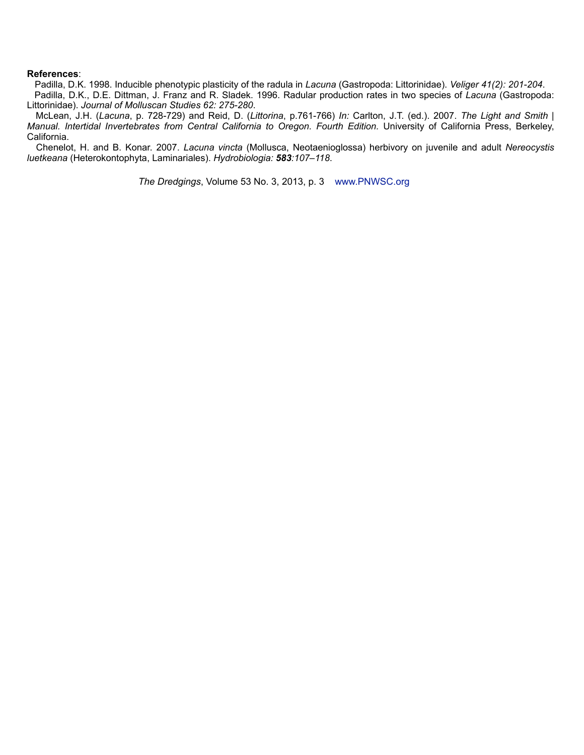**References**:

Padilla, D.K. 1998. Inducible phenotypic plasticity of the radula in *Lacuna* (Gastropoda: Littorinidae). *Veliger 41(2): 201-204*.

Padilla, D.K., D.E. Dittman, J. Franz and R. Sladek. 1996. Radular production rates in two species of *Lacuna* (Gastropoda: Littorinidae). *Journal of Molluscan Studies 62: 275-280*.

McLean, J.H. (*Lacuna*, p. 728-729) and Reid, D. (*Littorina*, p.761-766) *In:* Carlton, J.T. (ed.). 2007. *The Light and Smith | Manual. Intertidal Invertebrates from Central California to Oregon. Fourth Edition.* University of California Press, Berkeley, California.

Chenelot, H. and B. Konar. 2007. *Lacuna vincta* (Mollusca, Neotaenioglossa) herbivory on juvenile and adult *Nereocystis luetkeana* (Heterokontophyta, Laminariales). *Hydrobiologia: **583**:107–118*.